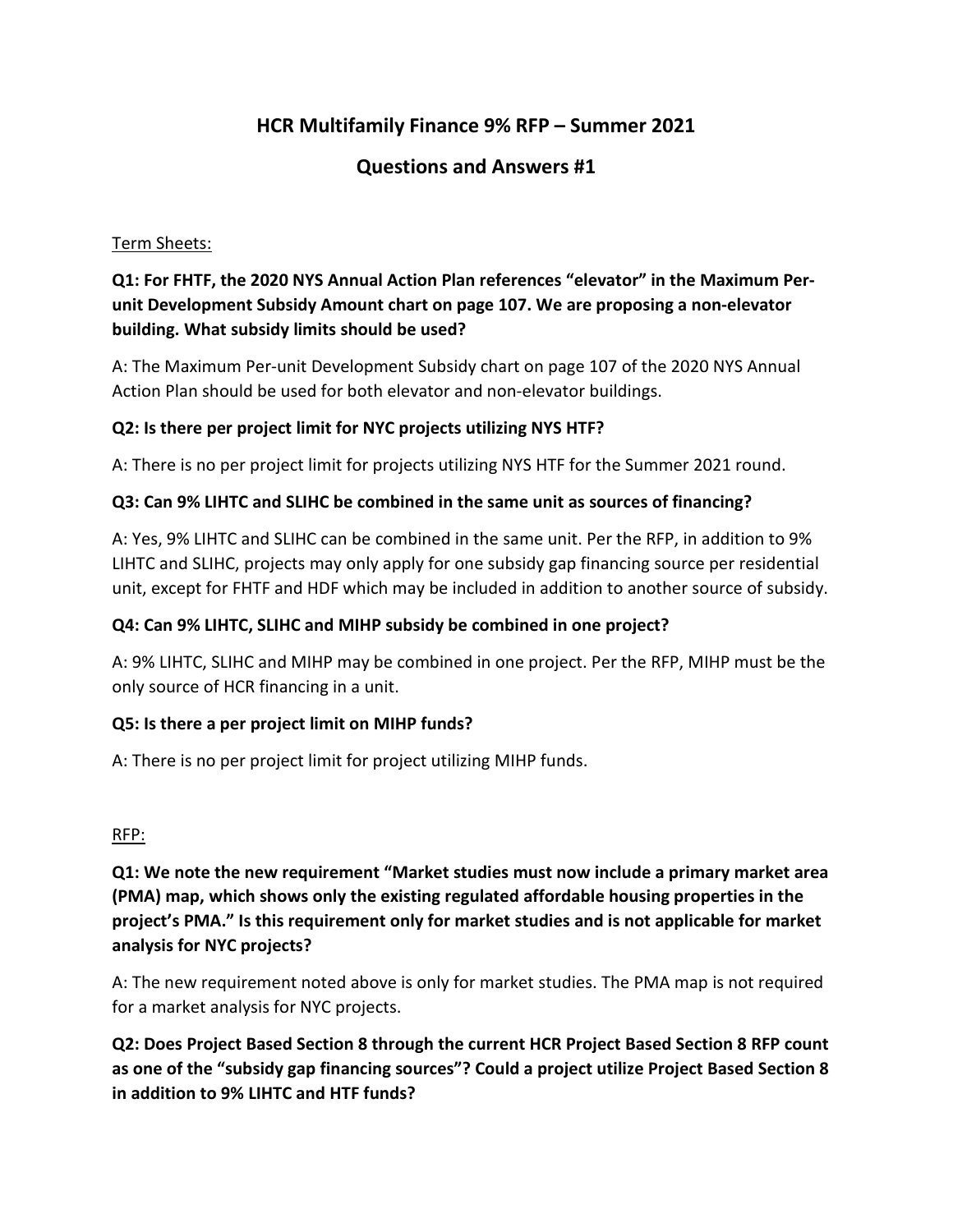# HCR Multifamily Finance 9% RFP – Summer 2021

## Questions and Answers #1

Term Sheets:

**Q1: For FHTF, the 2020 NYS Annual Action Plan references "elevator" in the Maximum Per-unit Development Subsidy Amount chart on page 107. We are proposing a non-elevator building. What subsidy limits should be used?**

A: The Maximum Per-unit Development Subsidy chart on page 107 of the 2020 NYS Annual Action Plan should be used for both elevator and non-elevator buildings.

**Q2: Is there per project limit for NYC projects utilizing NYS HTF?**

A: There is no per project limit for projects utilizing NYS HTF for the Summer 2021 round.

**Q3: Can 9% LIHTC and SLIHC be combined in the same unit as sources of financing?**

A: Yes, 9% LIHTC and SLIHC can be combined in the same unit. Per the RFP, in addition to 9% LIHTC and SLIHC, projects may only apply for one subsidy gap financing source per residential unit, except for FHTF and HDF which may be included in addition to another source of subsidy.

**Q4: Can 9% LIHTC, SLIHC and MIHP subsidy be combined in one project?**

A: 9% LIHTC, SLIHC and MIHP may be combined in one project. Per the RFP, MIHP must be the only source of HCR financing in a unit.

**Q5: Is there a per project limit on MIHP funds?**

A: There is no per project limit for project utilizing MIHP funds.

RFP:

**Q1: We note the new requirement "Market studies must now include a primary market area (PMA) map, which shows only the existing regulated affordable housing properties in the project's PMA." Is this requirement only for market studies and is not applicable for market analysis for NYC projects?**

A: The new requirement noted above is only for market studies. The PMA map is not required for a market analysis for NYC projects.

**Q2: Does Project Based Section 8 through the current HCR Project Based Section 8 RFP count as one of the "subsidy gap financing sources"? Could a project utilize Project Based Section 8 in addition to 9% LIHTC and HTF funds?**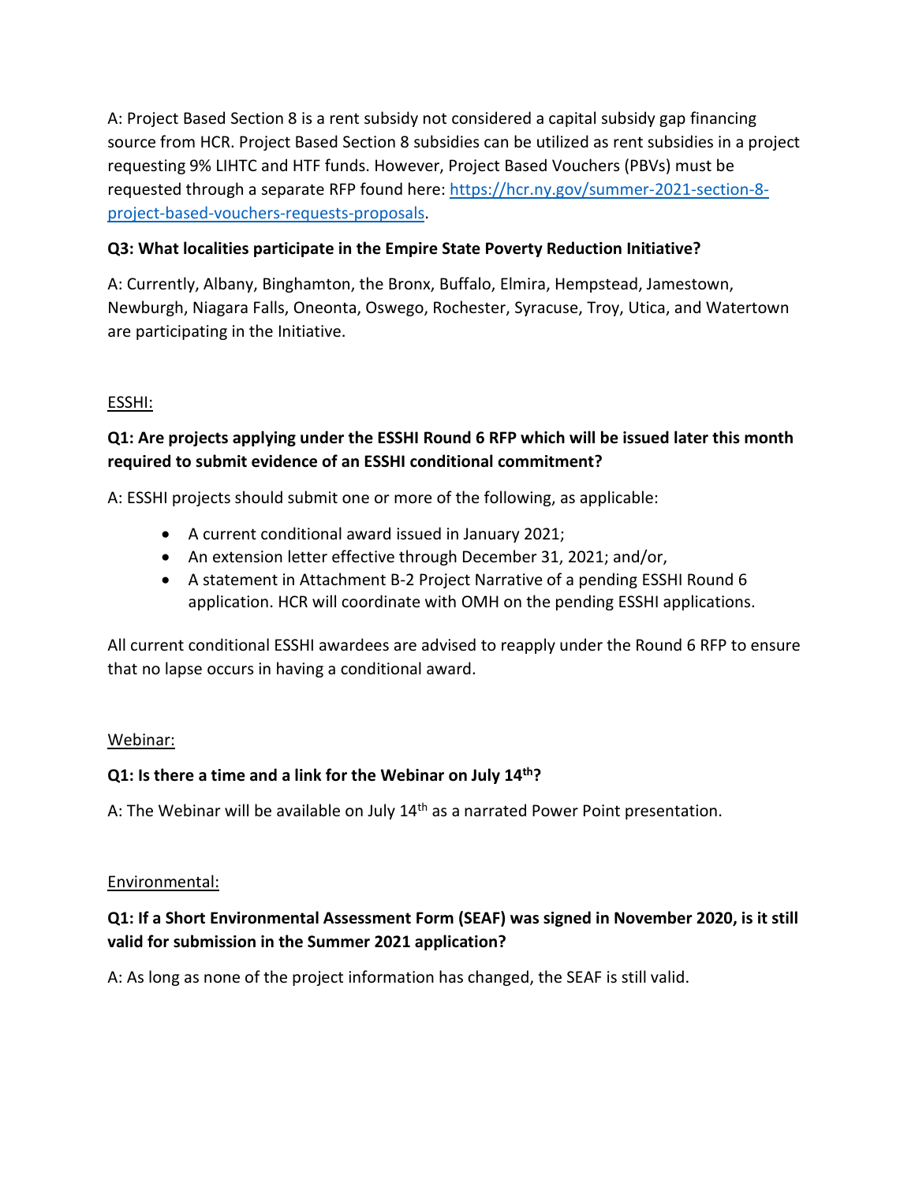A: Project Based Section 8 is a rent subsidy not considered a capital subsidy gap financing source from HCR. Project Based Section 8 subsidies can be utilized as rent subsidies in a project requesting 9% LIHTC and HTF funds. However, Project Based Vouchers (PBVs) must be requested through a separate RFP found here: [https://hcr.ny.gov/summer-2021-section-8-project-based-vouchers-requests-proposals](https://hcr.ny.gov/summer-2021-section-8-project-based-vouchers-requests-proposals).

**Q3: What localities participate in the Empire State Poverty Reduction Initiative?**

A: Currently, Albany, Binghamton, the Bronx, Buffalo, Elmira, Hempstead, Jamestown, Newburgh, Niagara Falls, Oneonta, Oswego, Rochester, Syracuse, Troy, Utica, and Watertown are participating in the Initiative.

ESSHI:

**Q1: Are projects applying under the ESSHI Round 6 RFP which will be issued later this month required to submit evidence of an ESSHI conditional commitment?**

A: ESSHI projects should submit one or more of the following, as applicable:

- A current conditional award issued in January 2021;
- An extension letter effective through December 31, 2021; and/or,
- A statement in Attachment B-2 Project Narrative of a pending ESSHI Round 6 application. HCR will coordinate with OMH on the pending ESSHI applications.

All current conditional ESSHI awardees are advised to reapply under the Round 6 RFP to ensure that no lapse occurs in having a conditional award.

Webinar:

**Q1: Is there a time and a link for the Webinar on July 14th?**

A: The Webinar will be available on July 14th as a narrated Power Point presentation.

Environmental:

**Q1: If a Short Environmental Assessment Form (SEAF) was signed in November 2020, is it still valid for submission in the Summer 2021 application?**

A: As long as none of the project information has changed, the SEAF is still valid.